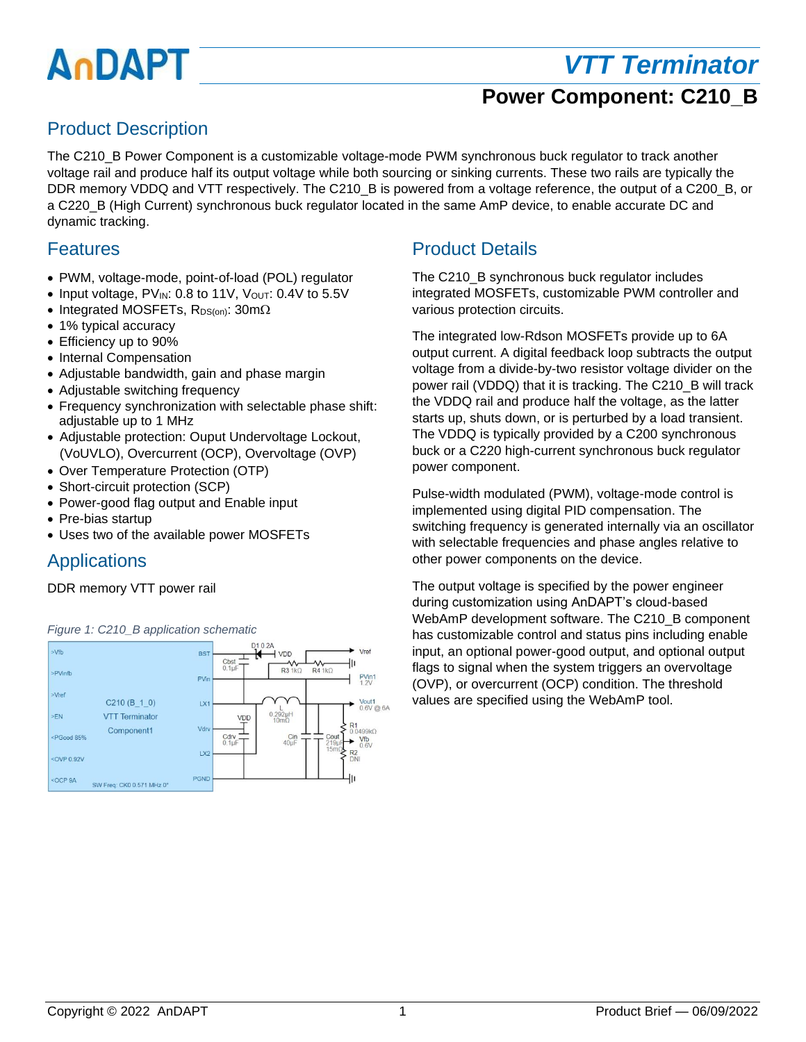# VTT Terminator

## Power Component: C210_B

## Product Description

The C210_B Power Component is a customizable voltage-mode PWM synchronous buck regulator to track another voltage rail and produce half its output voltage while both sourcing or sinking currents. These two rails are typically the DDR memory VDDQ and VTT respectively. The C210_B is powered from a voltage reference, the output of a C200_B, or a C220_B (High Current) synchronous buck regulator located in the same AmP device, to enable accurate DC and dynamic tracking.

## Features

- PWM, voltage-mode, point-of-load (POL) regulator
- Input voltage, $PV_{IN}$: 0.8 to 11V, $V_{OUT}$: 0.4V to 5.5V
- Integrated MOSFETs, $R_{DS(on)}$: 30mΩ
- 1% typical accuracy
- Efficiency up to 90%
- Internal Compensation
- Adjustable bandwidth, gain and phase margin
- Adjustable switching frequency
- Frequency synchronization with selectable phase shift: adjustable up to 1 MHz
- Adjustable protection: Ouput Undervoltage Lockout, (VoUVLO), Overcurrent (OCP), Overvoltage (OVP)
- Over Temperature Protection (OTP)
- Short-circuit protection (SCP)
- Power-good flag output and Enable input
- Pre-bias startup
- Uses two of the available power MOSFETs

## Applications

DDR memory VTT power rail

*Figure 1: C210_B application schematic*

## Product Details

The C210_B synchronous buck regulator includes integrated MOSFETs, customizable PWM controller and various protection circuits.

The integrated low-Rdson MOSFETs provide up to 6A output current. A digital feedback loop subtracts the output voltage from a divide-by-two resistor voltage divider on the power rail (VDDQ) that it is tracking. The C210_B will track the VDDQ rail and produce half the voltage, as the latter starts up, shuts down, or is perturbed by a load transient. The VDDQ is typically provided by a C200 synchronous buck or a C220 high-current synchronous buck regulator power component.

Pulse-width modulated (PWM), voltage-mode control is implemented using digital PID compensation. The switching frequency is generated internally via an oscillator with selectable frequencies and phase angles relative to other power components on the device.

The output voltage is specified by the power engineer during customization using AnDAPT's cloud-based WebAmP development software. The C210_B component has customizable control and status pins including enable input, an optional power-good output, and optional output flags to signal when the system triggers an overvoltage (OVP), or overcurrent (OCP) condition. The threshold values are specified using the WebAmP tool.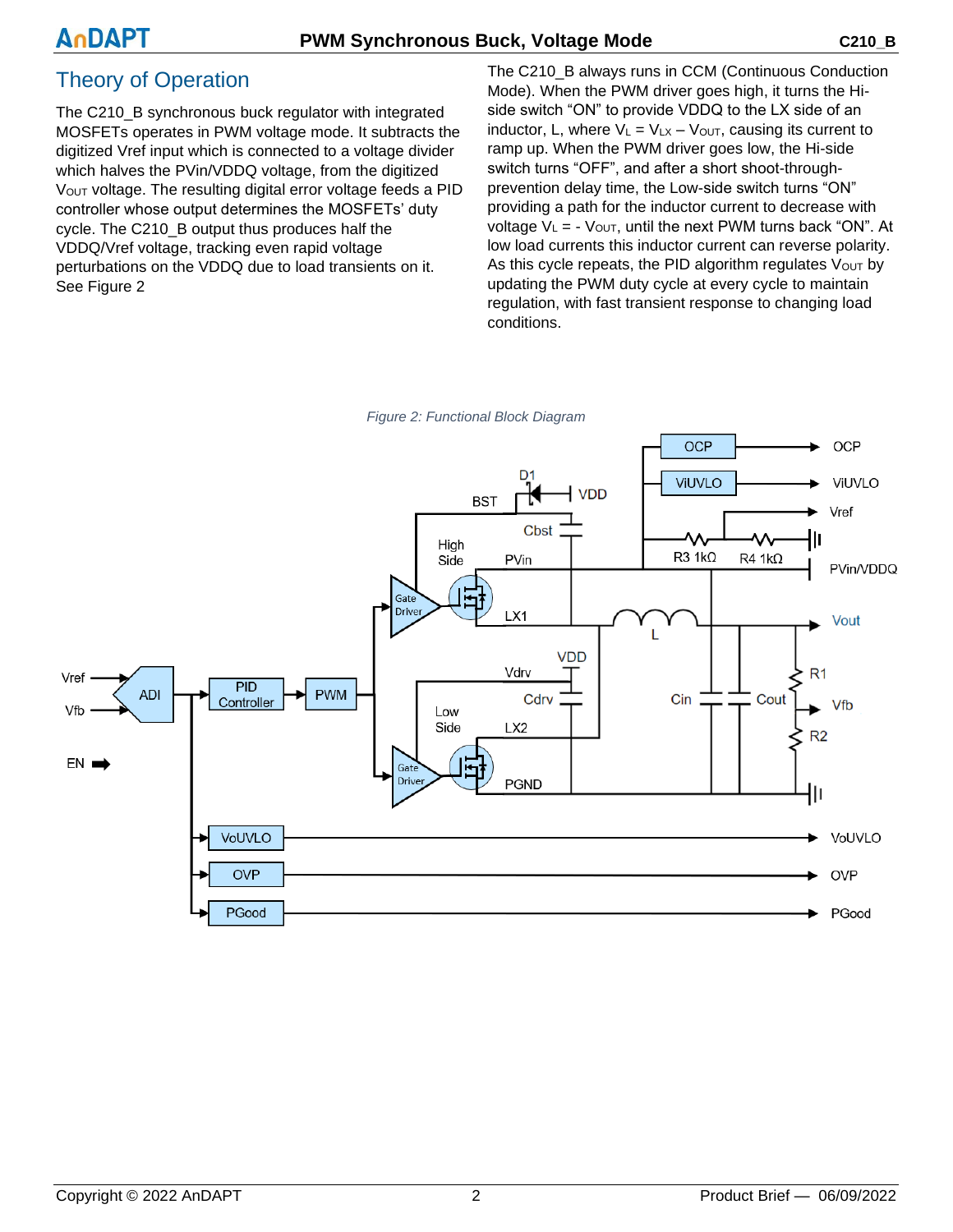## Theory of Operation

The C210_B synchronous buck regulator with integrated MOSFETs operates in PWM voltage mode. It subtracts the digitized Vref input which is connected to a voltage divider which halves the PVin/VDDQ voltage, from the digitized $V_{OUT}$ voltage. The resulting digital error voltage feeds a PID controller whose output determines the MOSFETs' duty cycle. The C210_B output thus produces half the VDDQ/Vref voltage, tracking even rapid voltage perturbations on the VDDQ due to load transients on it. See Figure 2

The C210_B always runs in CCM (Continuous Conduction Mode). When the PWM driver goes high, it turns the Hi-side switch "ON" to provide VDDQ to the LX side of an inductor, L, where $V_L = V_{LX} – V_{OUT}$, causing its current to ramp up. When the PWM driver goes low, the Hi-side switch turns "OFF", and after a short shoot-through-prevention delay time, the Low-side switch turns "ON" providing a path for the inductor current to decrease with voltage $V_L = - V_{OUT}$, until the next PWM turns back "ON". At low load currents this inductor current can reverse polarity. As this cycle repeats, the PID algorithm regulates $V_{OUT}$ by updating the PWM duty cycle at every cycle to maintain regulation, with fast transient response to changing load conditions.

*Figure 2: Functional Block Diagram*

OCP
ViUVLO
D1
BST
VDD
Cbst
High Side
PVin
R3 1kΩ
R4 1kΩ
Vref
PVin/VDDQ
Gate Driver
LX1
L
Vout
VDD
Vdrv
R1
Cdrv
Cin
Cout
Vfb
Vref
Vfb
ADI
PID Controller
PWM
Low Side
LX2
R2
EN
Gate Driver
PGND
VoUVLO
OVP
PGood